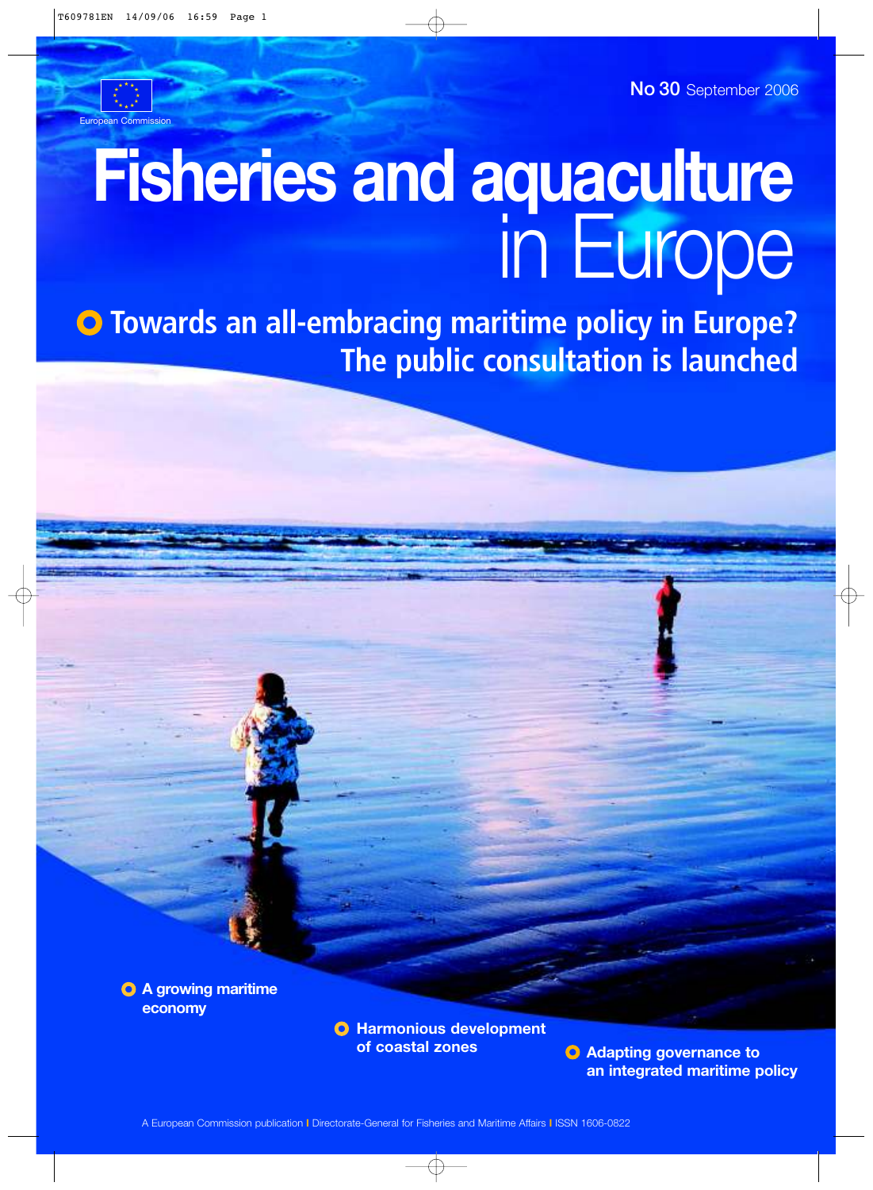European Commission

No 30 September 2006

# Fisheries and aquaculture in Europe

## Towards an all-embracing maritime policy in Europe? The public consultation is launched

- A growing maritime economy
- Harmonious development of coastal zones
- Adapting governance to an integrated maritime policy

A European Commission publication | Directorate-General for Fisheries and Maritime Affairs | ISSN 1606-0822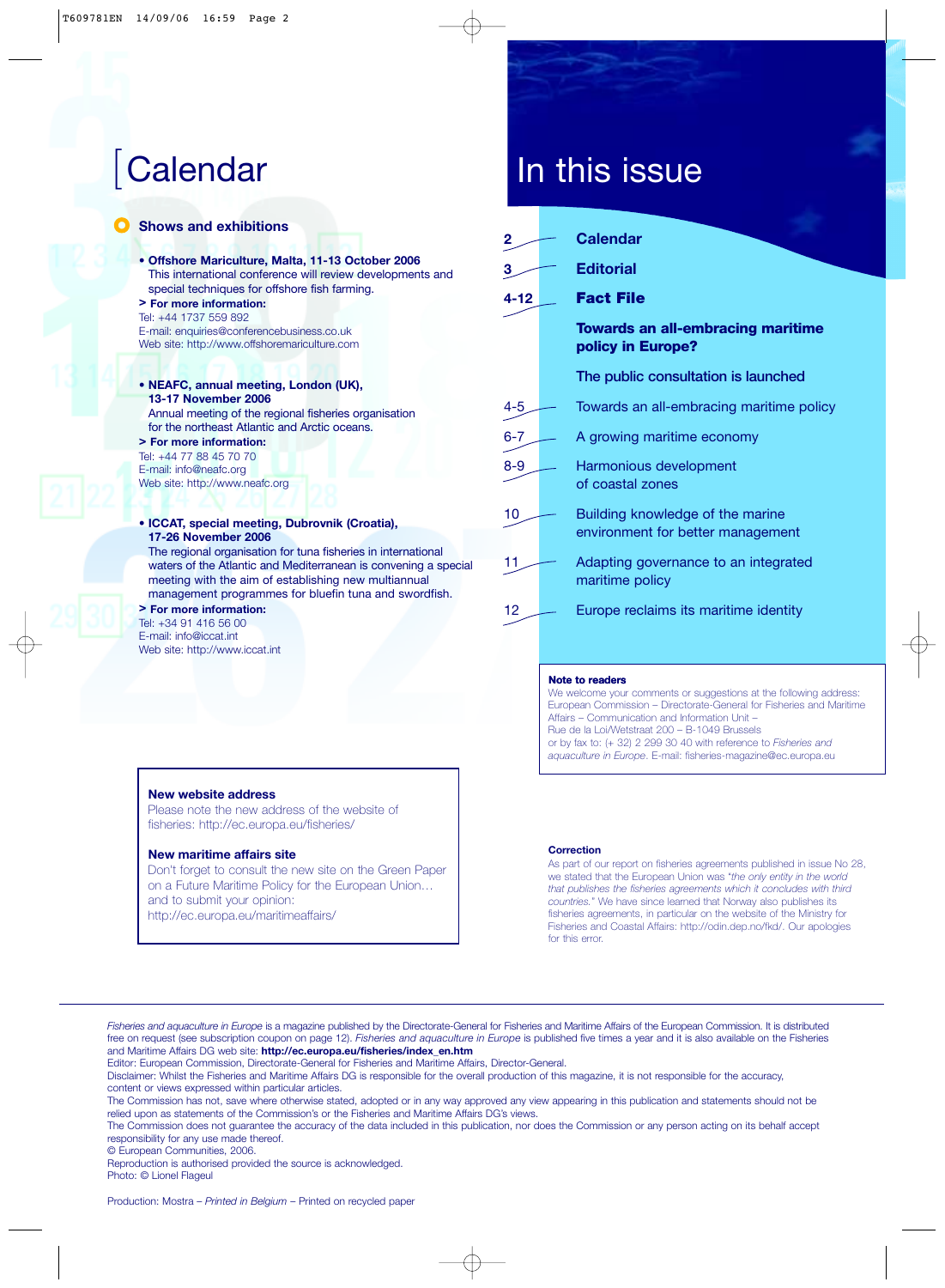# Calendar

## Shows and exhibitions

- **Offshore Mariculture, Malta, 11-13 October 2006**
  This international conference will review developments and special techniques for offshore fish farming.
  **> For more information:**
  Tel: +44 1737 559 892
  E-mail: enquiries@conferencebusiness.co.uk
  Web site: http://www.offshoremariculture.com

- **NEAFC, annual meeting, London (UK), 13-17 November 2006**
  Annual meeting of the regional fisheries organisation for the northeast Atlantic and Arctic oceans.
  **> For more information:**
  Tel: +44 77 88 45 70 70
  E-mail: info@neafc.org
  Web site: http://www.neafc.org

- **ICCAT, special meeting, Dubrovnik (Croatia), 17-26 November 2006**
  The regional organisation for tuna fisheries in international waters of the Atlantic and Mediterranean is convening a special meeting with the aim of establishing new multiannual management programmes for bluefin tuna and swordfish.
  **> For more information:**
  Tel: +34 91 416 56 00
  E-mail: info@iccat.int
  Web site: http://www.iccat.int

**New website address**
Please note the new address of the website of fisheries: http://ec.europa.eu/fisheries/

**New maritime affairs site**
Don't forget to consult the new site on the Green Paper on a Future Maritime Policy for the European Union… and to submit your opinion: http://ec.europa.eu/maritimeaffairs/

# In this issue

| Page | |
|---|---|
| 2 | **Calendar** |
| 3 | **Editorial** |
| 4-12 | **Fact File** |
| | **Towards an all-embracing maritime policy in Europe?** |
| | The public consultation is launched |
| 4-5 | Towards an all-embracing maritime policy |
| 6-7 | A growing maritime economy |
| 8-9 | Harmonious development of coastal zones |
| 10 | Building knowledge of the marine environment for better management |
| 11 | Adapting governance to an integrated maritime policy |
| 12 | Europe reclaims its maritime identity |

**Note to readers**
We welcome your comments or suggestions at the following address: European Commission – Directorate-General for Fisheries and Maritime Affairs – Communication and Information Unit – Rue de la Loi/Wetstraat 200 – B-1049 Brussels or by fax to: (+ 32) 2 299 30 40 with reference to *Fisheries and aquaculture in Europe*. E-mail: fisheries-magazine@ec.europa.eu

**Correction**
As part of our report on fisheries agreements published in issue No 28, we stated that the European Union was *"the only entity in the world that publishes the fisheries agreements which it concludes with third countries."* We have since learned that Norway also publishes its fisheries agreements, in particular on the website of the Ministry for Fisheries and Coastal Affairs: http://odin.dep.no/fkd/. Our apologies for this error.

---

*Fisheries and aquaculture in Europe* is a magazine published by the Directorate-General for Fisheries and Maritime Affairs of the European Commission. It is distributed free on request (see subscription coupon on page 12). *Fisheries and aquaculture in Europe* is published five times a year and it is also available on the Fisheries and Maritime Affairs DG web site: **http://ec.europa.eu/fisheries/index_en.htm**
Editor: European Commission, Directorate-General for Fisheries and Maritime Affairs, Director-General.
Disclaimer: Whilst the Fisheries and Maritime Affairs DG is responsible for the overall production of this magazine, it is not responsible for the accuracy, content or views expressed within particular articles.
The Commission has not, save where otherwise stated, adopted or in any way approved any view appearing in this publication and statements should not be relied upon as statements of the Commission's or the Fisheries and Maritime Affairs DG's views.
The Commission does not guarantee the accuracy of the data included in this publication, nor does the Commission or any person acting on its behalf accept responsibility for any use made thereof.
© European Communities, 2006.
Reproduction is authorised provided the source is acknowledged.
Photo: © Lionel Flageul

Production: Mostra – *Printed in Belgium* – Printed on recycled paper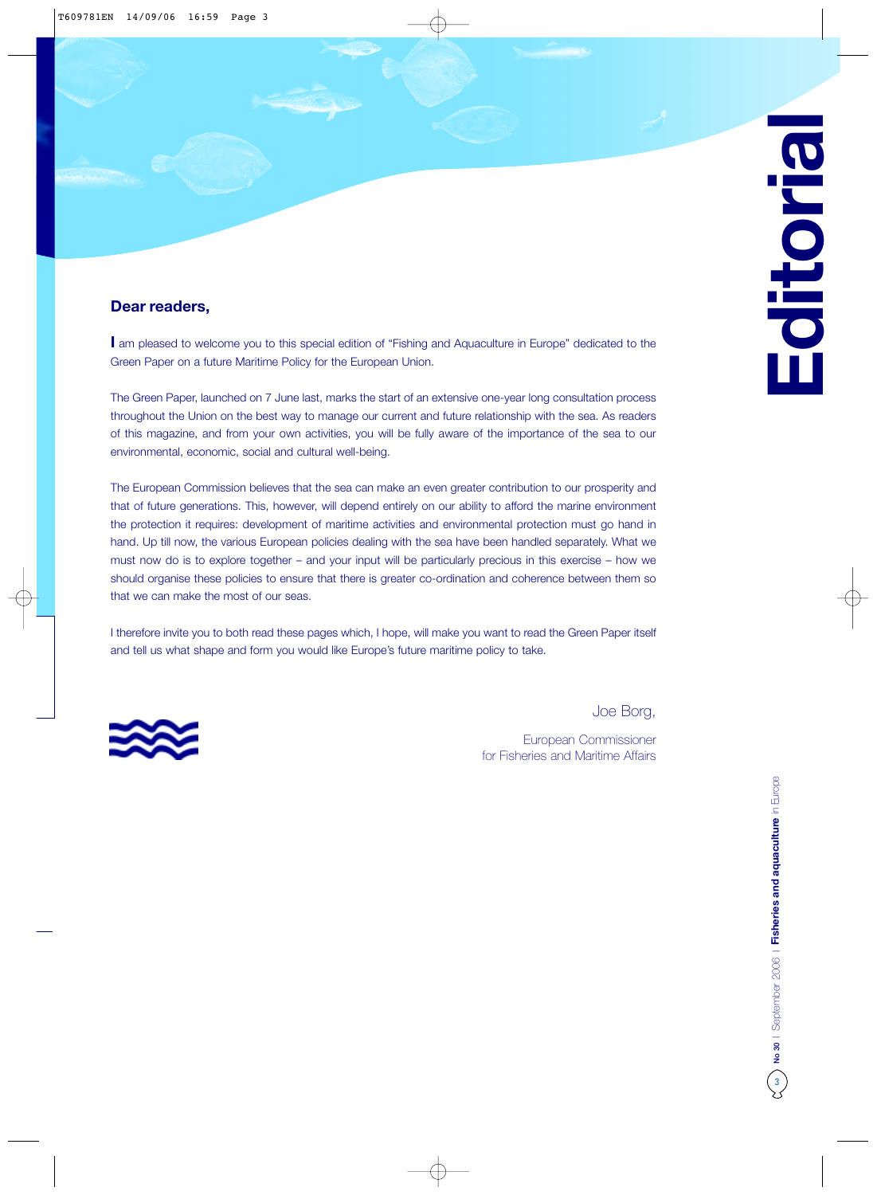# Editorial

**Dear readers,**

I am pleased to welcome you to this special edition of "Fishing and Aquaculture in Europe" dedicated to the Green Paper on a future Maritime Policy for the European Union.

The Green Paper, launched on 7 June last, marks the start of an extensive one-year long consultation process throughout the Union on the best way to manage our current and future relationship with the sea. As readers of this magazine, and from your own activities, you will be fully aware of the importance of the sea to our environmental, economic, social and cultural well-being.

The European Commission believes that the sea can make an even greater contribution to our prosperity and that of future generations. This, however, will depend entirely on our ability to afford the marine environment the protection it requires: development of maritime activities and environmental protection must go hand in hand. Up till now, the various European policies dealing with the sea have been handled separately. What we must now do is to explore together – and your input will be particularly precious in this exercise – how we should organise these policies to ensure that there is greater co-ordination and coherence between them so that we can make the most of our seas.

I therefore invite you to both read these pages which, I hope, will make you want to read the Green Paper itself and tell us what shape and form you would like Europe's future maritime policy to take.

Joe Borg,

European Commissioner
for Fisheries and Maritime Affairs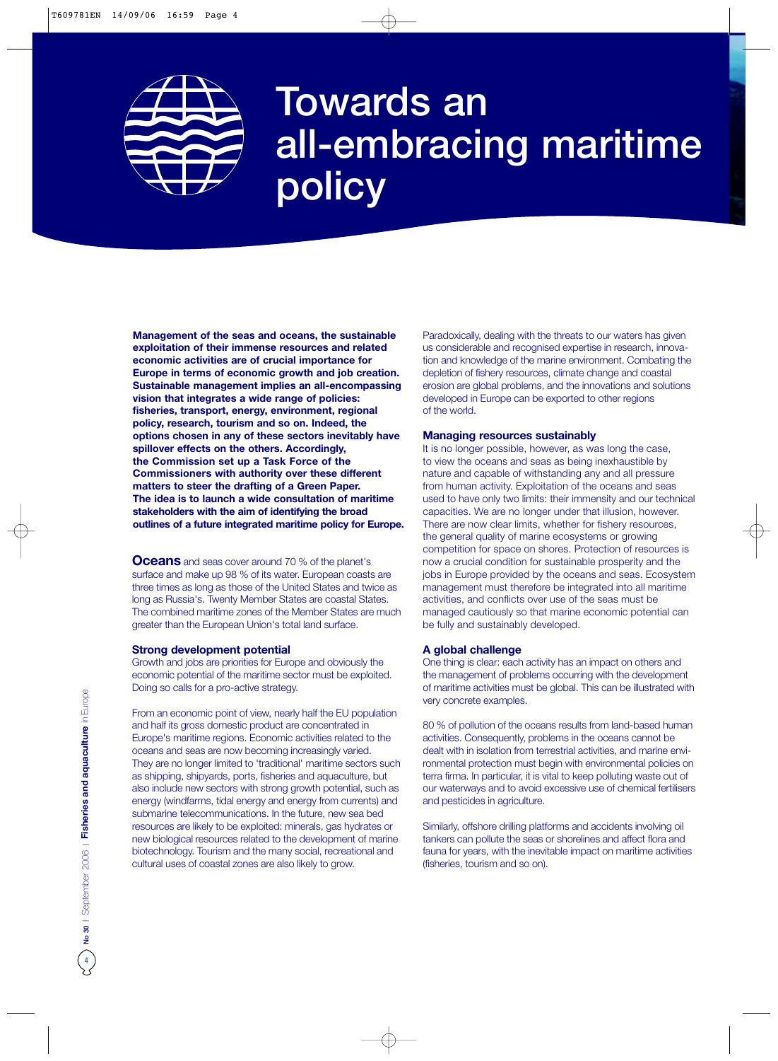# Towards an all-embracing maritime policy

**Management of the seas and oceans, the sustainable exploitation of their immense resources and related economic activities are of crucial importance for Europe in terms of economic growth and job creation. Sustainable management implies an all-encompassing vision that integrates a wide range of policies: fisheries, transport, energy, environment, regional policy, research, tourism and so on. Indeed, the options chosen in any of these sectors inevitably have spillover effects on the others. Accordingly, the Commission set up a Task Force of the Commissioners with authority over these different matters to steer the drafting of a Green Paper. The idea is to launch a wide consultation of maritime stakeholders with the aim of identifying the broad outlines of a future integrated maritime policy for Europe.**

**Oceans** and seas cover around 70 % of the planet's surface and make up 98 % of its water. European coasts are three times as long as those of the United States and twice as long as Russia's. Twenty Member States are coastal States. The combined maritime zones of the Member States are much greater than the European Union's total land surface.

### Strong development potential

Growth and jobs are priorities for Europe and obviously the economic potential of the maritime sector must be exploited. Doing so calls for a pro-active strategy.

From an economic point of view, nearly half the EU population and half its gross domestic product are concentrated in Europe's maritime regions. Economic activities related to the oceans and seas are now becoming increasingly varied. They are no longer limited to 'traditional' maritime sectors such as shipping, shipyards, ports, fisheries and aquaculture, but also include new sectors with strong growth potential, such as energy (windfarms, tidal energy and energy from currents) and submarine telecommunications. In the future, new sea bed resources are likely to be exploited: minerals, gas hydrates or new biological resources related to the development of marine biotechnology. Tourism and the many social, recreational and cultural uses of coastal zones are also likely to grow.

Paradoxically, dealing with the threats to our waters has given us considerable and recognised expertise in research, innovation and knowledge of the marine environment. Combating the depletion of fishery resources, climate change and coastal erosion are global problems, and the innovations and solutions developed in Europe can be exported to other regions of the world.

### Managing resources sustainably

It is no longer possible, however, as was long the case, to view the oceans and seas as being inexhaustible by nature and capable of withstanding any and all pressure from human activity. Exploitation of the oceans and seas used to have only two limits: their immensity and our technical capacities. We are no longer under that illusion, however. There are now clear limits, whether for fishery resources, the general quality of marine ecosystems or growing competition for space on shores. Protection of resources is now a crucial condition for sustainable prosperity and the jobs in Europe provided by the oceans and seas. Ecosystem management must therefore be integrated into all maritime activities, and conflicts over use of the seas must be managed cautiously so that marine economic potential can be fully and sustainably developed.

### A global challenge

One thing is clear: each activity has an impact on others and the management of problems occurring with the development of maritime activities must be global. This can be illustrated with very concrete examples.

80 % of pollution of the oceans results from land-based human activities. Consequently, problems in the oceans cannot be dealt with in isolation from terrestrial activities, and marine environmental protection must begin with environmental policies on terra firma. In particular, it is vital to keep polluting waste out of our waterways and to avoid excessive use of chemical fertilisers and pesticides in agriculture.

Similarly, offshore drilling platforms and accidents involving oil tankers can pollute the seas or shorelines and affect flora and fauna for years, with the inevitable impact on maritime activities (fisheries, tourism and so on).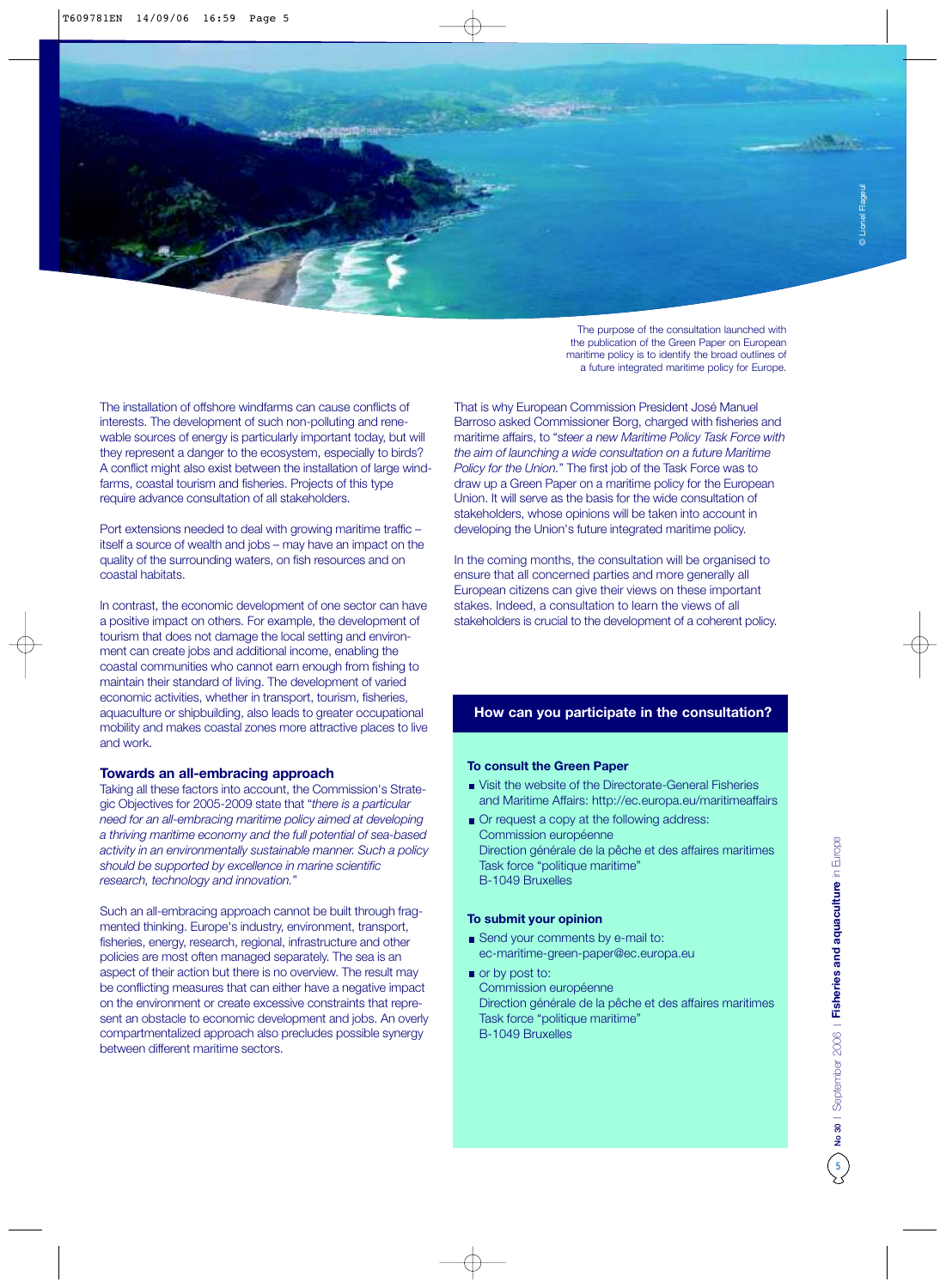The purpose of the consultation launched with the publication of the Green Paper on European maritime policy is to identify the broad outlines of a future integrated maritime policy for Europe.

The installation of offshore windfarms can cause conflicts of interests. The development of such non-polluting and renewable sources of energy is particularly important today, but will they represent a danger to the ecosystem, especially to birds? A conflict might also exist between the installation of large windfarms, coastal tourism and fisheries. Projects of this type require advance consultation of all stakeholders.

Port extensions needed to deal with growing maritime traffic – itself a source of wealth and jobs – may have an impact on the quality of the surrounding waters, on fish resources and on coastal habitats.

In contrast, the economic development of one sector can have a positive impact on others. For example, the development of tourism that does not damage the local setting and environment can create jobs and additional income, enabling the coastal communities who cannot earn enough from fishing to maintain their standard of living. The development of varied economic activities, whether in transport, tourism, fisheries, aquaculture or shipbuilding, also leads to greater occupational mobility and makes coastal zones more attractive places to live and work.

### Towards an all-embracing approach

Taking all these factors into account, the Commission's Strategic Objectives for 2005-2009 state that "*there is a particular need for an all-embracing maritime policy aimed at developing a thriving maritime economy and the full potential of sea-based activity in an environmentally sustainable manner. Such a policy should be supported by excellence in marine scientific research, technology and innovation.*"

Such an all-embracing approach cannot be built through fragmented thinking. Europe's industry, environment, transport, fisheries, energy, research, regional, infrastructure and other policies are most often managed separately. The sea is an aspect of their action but there is no overview. The result may be conflicting measures that can either have a negative impact on the environment or create excessive constraints that represent an obstacle to economic development and jobs. An overly compartmentalized approach also precludes possible synergy between different maritime sectors.

That is why European Commission President José Manuel Barroso asked Commissioner Borg, charged with fisheries and maritime affairs, to "*steer a new Maritime Policy Task Force with the aim of launching a wide consultation on a future Maritime Policy for the Union.*" The first job of the Task Force was to draw up a Green Paper on a maritime policy for the European Union. It will serve as the basis for the wide consultation of stakeholders, whose opinions will be taken into account in developing the Union's future integrated maritime policy.

In the coming months, the consultation will be organised to ensure that all concerned parties and more generally all European citizens can give their views on these important stakes. Indeed, a consultation to learn the views of all stakeholders is crucial to the development of a coherent policy.

### How can you participate in the consultation?

**To consult the Green Paper**

- Visit the website of the Directorate-General Fisheries and Maritime Affairs: http://ec.europa.eu/maritimeaffairs
- Or request a copy at the following address:
  Commission européenne
  Direction générale de la pêche et des affaires maritimes
  Task force "politique maritime"
  B-1049 Bruxelles

**To submit your opinion**

- Send your comments by e-mail to:
  ec-maritime-green-paper@ec.europa.eu
- or by post to:
  Commission européenne
  Direction générale de la pêche et des affaires maritimes
  Task force "politique maritime"
  B-1049 Bruxelles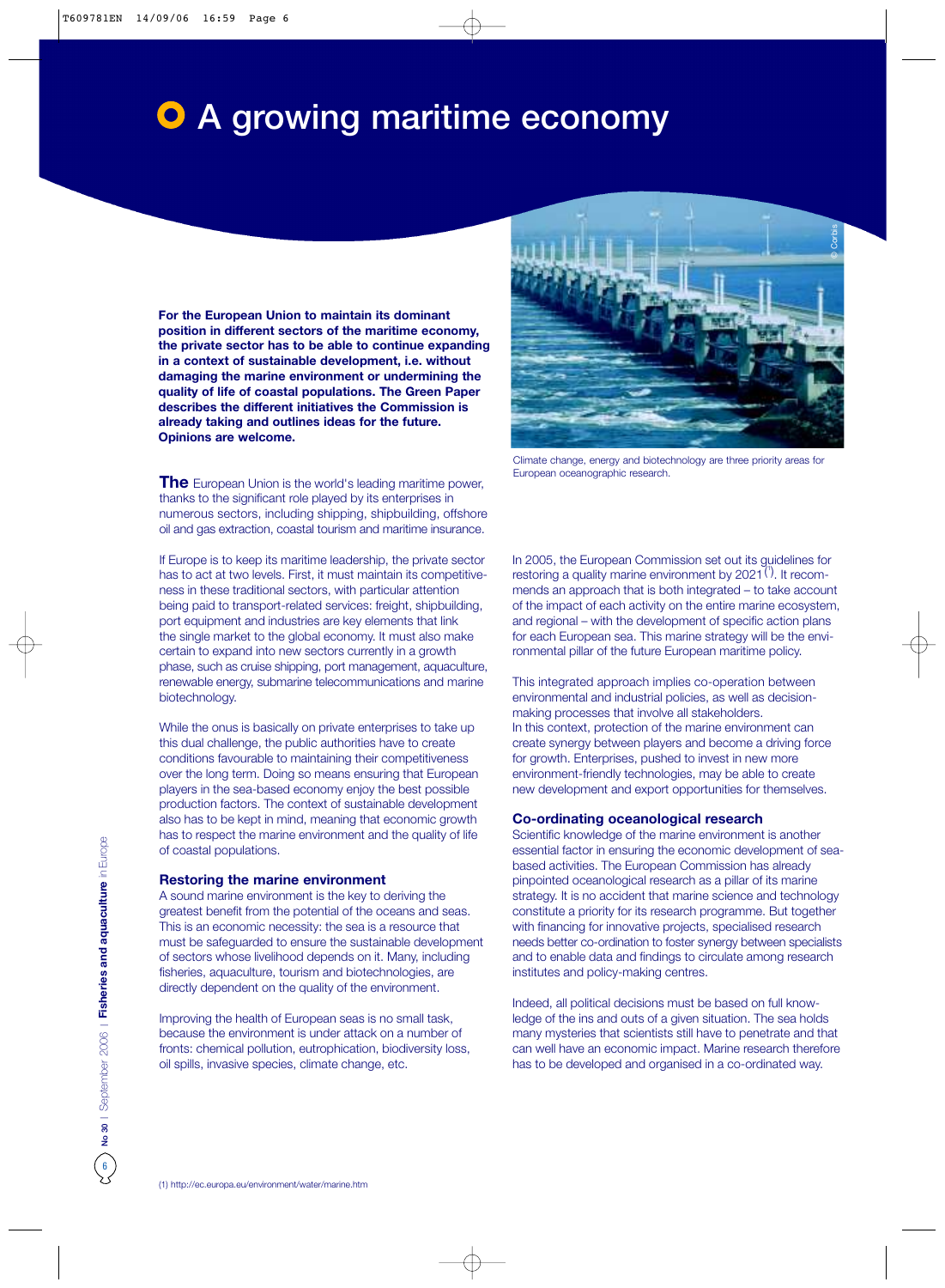# A growing maritime economy

**For the European Union to maintain its dominant position in different sectors of the maritime economy, the private sector has to be able to continue expanding in a context of sustainable development, i.e. without damaging the marine environment or undermining the quality of life of coastal populations. The Green Paper describes the different initiatives the Commission is already taking and outlines ideas for the future. Opinions are welcome.**

Climate change, energy and biotechnology are three priority areas for European oceanographic research.

**The** European Union is the world's leading maritime power, thanks to the significant role played by its enterprises in numerous sectors, including shipping, shipbuilding, offshore oil and gas extraction, coastal tourism and maritime insurance.

If Europe is to keep its maritime leadership, the private sector has to act at two levels. First, it must maintain its competitiveness in these traditional sectors, with particular attention being paid to transport-related services: freight, shipbuilding, port equipment and industries are key elements that link the single market to the global economy. It must also make certain to expand into new sectors currently in a growth phase, such as cruise shipping, port management, aquaculture, renewable energy, submarine telecommunications and marine biotechnology.

While the onus is basically on private enterprises to take up this dual challenge, the public authorities have to create conditions favourable to maintaining their competitiveness over the long term. Doing so means ensuring that European players in the sea-based economy enjoy the best possible production factors. The context of sustainable development also has to be kept in mind, meaning that economic growth has to respect the marine environment and the quality of life of coastal populations.

## Restoring the marine environment

A sound marine environment is the key to deriving the greatest benefit from the potential of the oceans and seas. This is an economic necessity: the sea is a resource that must be safeguarded to ensure the sustainable development of sectors whose livelihood depends on it. Many, including fisheries, aquaculture, tourism and biotechnologies, are directly dependent on the quality of the environment.

Improving the health of European seas is no small task, because the environment is under attack on a number of fronts: chemical pollution, eutrophication, biodiversity loss, oil spills, invasive species, climate change, etc.

In 2005, the European Commission set out its guidelines for restoring a quality marine environment by 2021[1]. It recommends an approach that is both integrated – to take account of the impact of each activity on the entire marine ecosystem, and regional – with the development of specific action plans for each European sea. This marine strategy will be the environmental pillar of the future European maritime policy.

This integrated approach implies co-operation between environmental and industrial policies, as well as decision-making processes that involve all stakeholders.
In this context, protection of the marine environment can create synergy between players and become a driving force for growth. Enterprises, pushed to invest in new more environment-friendly technologies, may be able to create new development and export opportunities for themselves.

## Co-ordinating oceanological research

Scientific knowledge of the marine environment is another essential factor in ensuring the economic development of sea-based activities. The European Commission has already pinpointed oceanological research as a pillar of its marine strategy. It is no accident that marine science and technology constitute a priority for its research programme. But together with financing for innovative projects, specialised research needs better co-ordination to foster synergy between specialists and to enable data and findings to circulate among research institutes and policy-making centres.

Indeed, all political decisions must be based on full knowledge of the ins and outs of a given situation. The sea holds many mysteries that scientists still have to penetrate and that can well have an economic impact. Marine research therefore has to be developed and organised in a co-ordinated way.

(1) http://ec.europa.eu/environment/water/marine.htm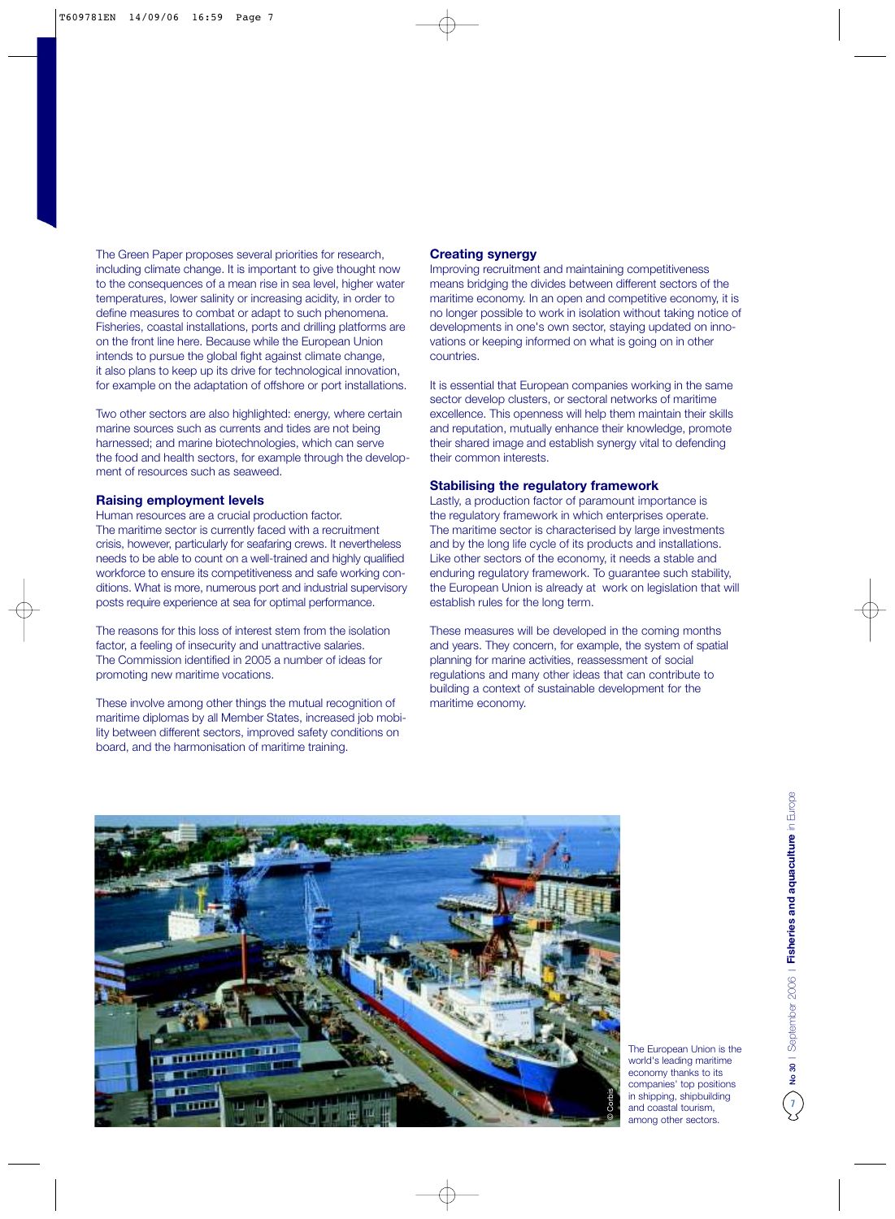The Green Paper proposes several priorities for research, including climate change. It is important to give thought now to the consequences of a mean rise in sea level, higher water temperatures, lower salinity or increasing acidity, in order to define measures to combat or adapt to such phenomena. Fisheries, coastal installations, ports and drilling platforms are on the front line here. Because while the European Union intends to pursue the global fight against climate change, it also plans to keep up its drive for technological innovation, for example on the adaptation of offshore or port installations.

Two other sectors are also highlighted: energy, where certain marine sources such as currents and tides are not being harnessed; and marine biotechnologies, which can serve the food and health sectors, for example through the development of resources such as seaweed.

### Raising employment levels

Human resources are a crucial production factor. The maritime sector is currently faced with a recruitment crisis, however, particularly for seafaring crews. It nevertheless needs to be able to count on a well-trained and highly qualified workforce to ensure its competitiveness and safe working conditions. What is more, numerous port and industrial supervisory posts require experience at sea for optimal performance.

The reasons for this loss of interest stem from the isolation factor, a feeling of insecurity and unattractive salaries. The Commission identified in 2005 a number of ideas for promoting new maritime vocations.

These involve among other things the mutual recognition of maritime diplomas by all Member States, increased job mobility between different sectors, improved safety conditions on board, and the harmonisation of maritime training.

### Creating synergy

Improving recruitment and maintaining competitiveness means bridging the divides between different sectors of the maritime economy. In an open and competitive economy, it is no longer possible to work in isolation without taking notice of developments in one's own sector, staying updated on innovations or keeping informed on what is going on in other countries.

It is essential that European companies working in the same sector develop clusters, or sectoral networks of maritime excellence. This openness will help them maintain their skills and reputation, mutually enhance their knowledge, promote their shared image and establish synergy vital to defending their common interests.

### Stabilising the regulatory framework

Lastly, a production factor of paramount importance is the regulatory framework in which enterprises operate. The maritime sector is characterised by large investments and by the long life cycle of its products and installations. Like other sectors of the economy, it needs a stable and enduring regulatory framework. To guarantee such stability, the European Union is already at work on legislation that will establish rules for the long term.

These measures will be developed in the coming months and years. They concern, for example, the system of spatial planning for marine activities, reassessment of social regulations and many other ideas that can contribute to building a context of sustainable development for the maritime economy.

© Corbis

The European Union is the world's leading maritime economy thanks to its companies' top positions in shipping, shipbuilding and coastal tourism, among other sectors.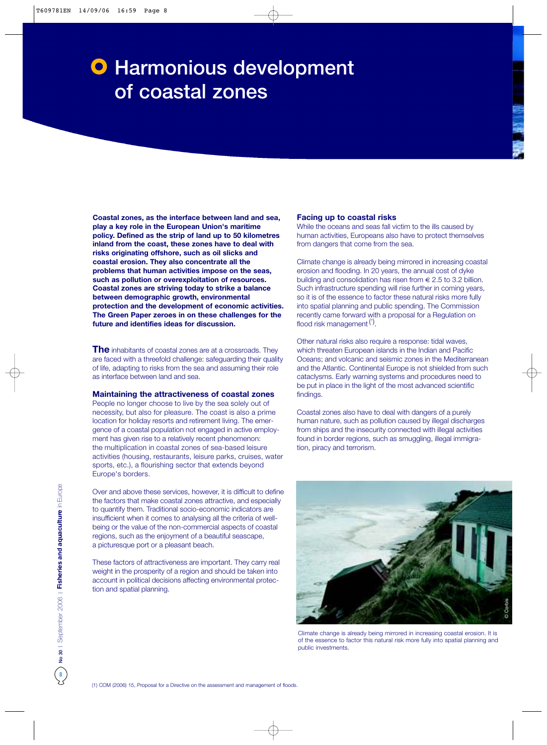# Harmonious development of coastal zones

**Coastal zones, as the interface between land and sea, play a key role in the European Union's maritime policy. Defined as the strip of land up to 50 kilometres inland from the coast, these zones have to deal with risks originating offshore, such as oil slicks and coastal erosion. They also concentrate all the problems that human activities impose on the seas, such as pollution or overexploitation of resources. Coastal zones are striving today to strike a balance between demographic growth, environmental protection and the development of economic activities. The Green Paper zeroes in on these challenges for the future and identifies ideas for discussion.**

**The** inhabitants of coastal zones are at a crossroads. They are faced with a threefold challenge: safeguarding their quality of life, adapting to risks from the sea and assuming their role as interface between land and sea.

### Maintaining the attractiveness of coastal zones

People no longer choose to live by the sea solely out of necessity, but also for pleasure. The coast is also a prime location for holiday resorts and retirement living. The emergence of a coastal population not engaged in active employment has given rise to a relatively recent phenomenon: the multiplication in coastal zones of sea-based leisure activities (housing, restaurants, leisure parks, cruises, water sports, etc.), a flourishing sector that extends beyond Europe's borders.

Over and above these services, however, it is difficult to define the factors that make coastal zones attractive, and especially to quantify them. Traditional socio-economic indicators are insufficient when it comes to analysing all the criteria of well-being or the value of the non-commercial aspects of coastal regions, such as the enjoyment of a beautiful seascape, a picturesque port or a pleasant beach.

These factors of attractiveness are important. They carry real weight in the prosperity of a region and should be taken into account in political decisions affecting environmental protection and spatial planning.

### Facing up to coastal risks

While the oceans and seas fall victim to the ills caused by human activities, Europeans also have to protect themselves from dangers that come from the sea.

Climate change is already being mirrored in increasing coastal erosion and flooding. In 20 years, the annual cost of dyke building and consolidation has risen from € 2.5 to 3.2 billion. Such infrastructure spending will rise further in coming years, so it is of the essence to factor these natural risks more fully into spatial planning and public spending. The Commission recently came forward with a proposal for a Regulation on flood risk management [1].

Other natural risks also require a response: tidal waves, which threaten European islands in the Indian and Pacific Oceans; and volcanic and seismic zones in the Mediterranean and the Atlantic. Continental Europe is not shielded from such cataclysms. Early warning systems and procedures need to be put in place in the light of the most advanced scientific findings.

Coastal zones also have to deal with dangers of a purely human nature, such as pollution caused by illegal discharges from ships and the insecurity connected with illegal activities found in border regions, such as smuggling, illegal immigration, piracy and terrorism.

© Corbis

Climate change is already being mirrored in increasing coastal erosion. It is of the essence to factor this natural risk more fully into spatial planning and public investments.

(1) COM (2006) 15, Proposal for a Directive on the assessment and management of floods.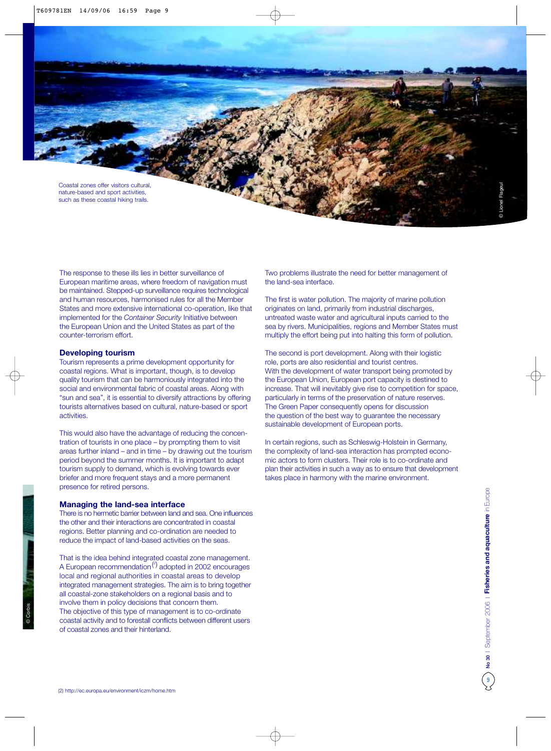Coastal zones offer visitors cultural, nature-based and sport activities, such as these coastal hiking trails.

The response to these ills lies in better surveillance of European maritime areas, where freedom of navigation must be maintained. Stepped-up surveillance requires technological and human resources, harmonised rules for all the Member States and more extensive international co-operation, like that implemented for the *Container Security* Initiative between the European Union and the United States as part of the counter-terrorism effort.

### Developing tourism

Tourism represents a prime development opportunity for coastal regions. What is important, though, is to develop quality tourism that can be harmoniously integrated into the social and environmental fabric of coastal areas. Along with "sun and sea", it is essential to diversify attractions by offering tourists alternatives based on cultural, nature-based or sport activities.

This would also have the advantage of reducing the concentration of tourists in one place – by prompting them to visit areas further inland – and in time – by drawing out the tourism period beyond the summer months. It is important to adapt tourism supply to demand, which is evolving towards ever briefer and more frequent stays and a more permanent presence for retired persons.

### Managing the land-sea interface

There is no hermetic barrier between land and sea. One influences the other and their interactions are concentrated in coastal regions. Better planning and co-ordination are needed to reduce the impact of land-based activities on the seas.

That is the idea behind integrated coastal zone management. A European recommendation[2] adopted in 2002 encourages local and regional authorities in coastal areas to develop integrated management strategies. The aim is to bring together all coastal-zone stakeholders on a regional basis and to involve them in policy decisions that concern them. The objective of this type of management is to co-ordinate coastal activity and to forestall conflicts between different users of coastal zones and their hinterland.

Two problems illustrate the need for better management of the land-sea interface.

The first is water pollution. The majority of marine pollution originates on land, primarily from industrial discharges, untreated waste water and agricultural inputs carried to the sea by rivers. Municipalities, regions and Member States must multiply the effort being put into halting this form of pollution.

The second is port development. Along with their logistic role, ports are also residential and tourist centres. With the development of water transport being promoted by the European Union, European port capacity is destined to increase. That will inevitably give rise to competition for space, particularly in terms of the preservation of nature reserves. The Green Paper consequently opens for discussion the question of the best way to guarantee the necessary sustainable development of European ports.

In certain regions, such as Schleswig-Holstein in Germany, the complexity of land-sea interaction has prompted economic actors to form clusters. Their role is to co-ordinate and plan their activities in such a way as to ensure that development takes place in harmony with the marine environment.

(2) http://ec.europa.eu/environment/iczm/home.htm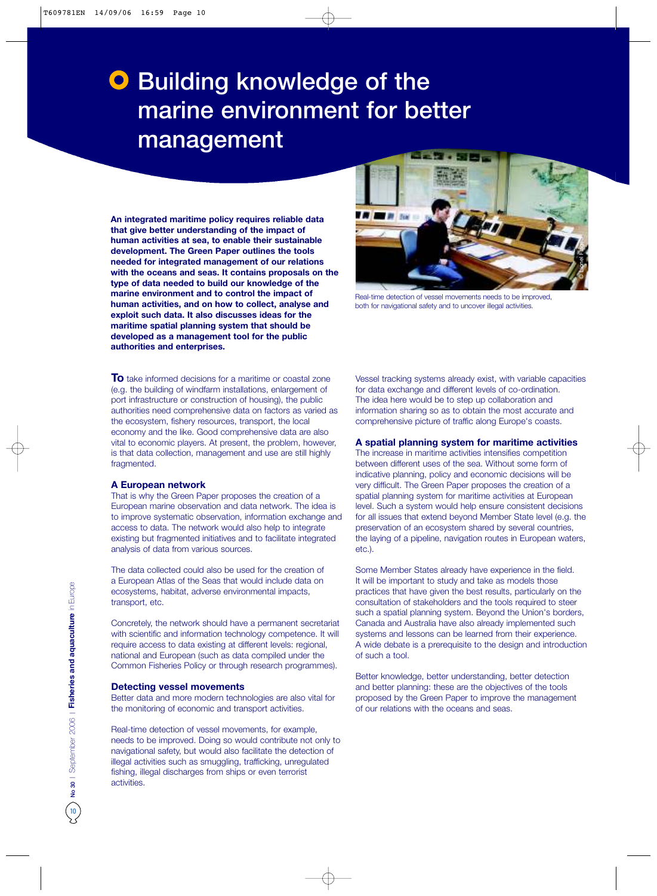# Building knowledge of the marine environment for better management

**An integrated maritime policy requires reliable data that give better understanding of the impact of human activities at sea, to enable their sustainable development. The Green Paper outlines the tools needed for integrated management of our relations with the oceans and seas. It contains proposals on the type of data needed to build our knowledge of the marine environment and to control the impact of human activities, and on how to collect, analyse and exploit such data. It also discusses ideas for the maritime spatial planning system that should be developed as a management tool for the public authorities and enterprises.**

Real-time detection of vessel movements needs to be improved, both for navigational safety and to uncover illegal activities.

**To** take informed decisions for a maritime or coastal zone (e.g. the building of windfarm installations, enlargement of port infrastructure or construction of housing), the public authorities need comprehensive data on factors as varied as the ecosystem, fishery resources, transport, the local economy and the like. Good comprehensive data are also vital to economic players. At present, the problem, however, is that data collection, management and use are still highly fragmented.

### A European network

That is why the Green Paper proposes the creation of a European marine observation and data network. The idea is to improve systematic observation, information exchange and access to data. The network would also help to integrate existing but fragmented initiatives and to facilitate integrated analysis of data from various sources.

The data collected could also be used for the creation of a European Atlas of the Seas that would include data on ecosystems, habitat, adverse environmental impacts, transport, etc.

Concretely, the network should have a permanent secretariat with scientific and information technology competence. It will require access to data existing at different levels: regional, national and European (such as data compiled under the Common Fisheries Policy or through research programmes).

### Detecting vessel movements

Better data and more modern technologies are also vital for the monitoring of economic and transport activities.

Real-time detection of vessel movements, for example, needs to be improved. Doing so would contribute not only to navigational safety, but would also facilitate the detection of illegal activities such as smuggling, trafficking, unregulated fishing, illegal discharges from ships or even terrorist activities.

Vessel tracking systems already exist, with variable capacities for data exchange and different levels of co-ordination. The idea here would be to step up collaboration and information sharing so as to obtain the most accurate and comprehensive picture of traffic along Europe's coasts.

### A spatial planning system for maritime activities

The increase in maritime activities intensifies competition between different uses of the sea. Without some form of indicative planning, policy and economic decisions will be very difficult. The Green Paper proposes the creation of a spatial planning system for maritime activities at European level. Such a system would help ensure consistent decisions for all issues that extend beyond Member State level (e.g. the preservation of an ecosystem shared by several countries, the laying of a pipeline, navigation routes in European waters, etc.).

Some Member States already have experience in the field. It will be important to study and take as models those practices that have given the best results, particularly on the consultation of stakeholders and the tools required to steer such a spatial planning system. Beyond the Union's borders, Canada and Australia have also already implemented such systems and lessons can be learned from their experience. A wide debate is a prerequisite to the design and introduction of such a tool.

Better knowledge, better understanding, better detection and better planning: these are the objectives of the tools proposed by the Green Paper to improve the management of our relations with the oceans and seas.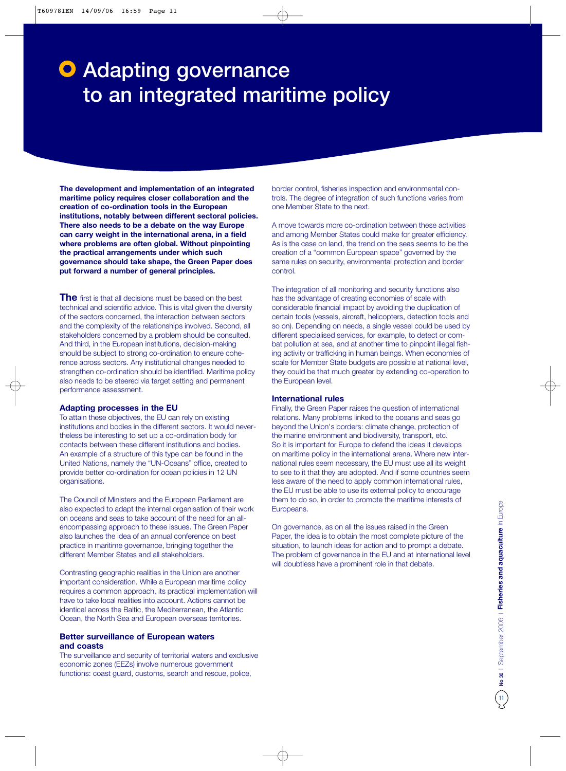# Adapting governance to an integrated maritime policy

**The development and implementation of an integrated maritime policy requires closer collaboration and the creation of co-ordination tools in the European institutions, notably between different sectoral policies. There also needs to be a debate on the way Europe can carry weight in the international arena, in a field where problems are often global. Without pinpointing the practical arrangements under which such governance should take shape, the Green Paper does put forward a number of general principles.**

**The** first is that all decisions must be based on the best technical and scientific advice. This is vital given the diversity of the sectors concerned, the interaction between sectors and the complexity of the relationships involved. Second, all stakeholders concerned by a problem should be consulted. And third, in the European institutions, decision-making should be subject to strong co-ordination to ensure coherence across sectors. Any institutional changes needed to strengthen co-ordination should be identified. Maritime policy also needs to be steered via target setting and permanent performance assessment.

### Adapting processes in the EU

To attain these objectives, the EU can rely on existing institutions and bodies in the different sectors. It would nevertheless be interesting to set up a co-ordination body for contacts between these different institutions and bodies. An example of a structure of this type can be found in the United Nations, namely the "UN-Oceans" office, created to provide better co-ordination for ocean policies in 12 UN organisations.

The Council of Ministers and the European Parliament are also expected to adapt the internal organisation of their work on oceans and seas to take account of the need for an all-encompassing approach to these issues. The Green Paper also launches the idea of an annual conference on best practice in maritime governance, bringing together the different Member States and all stakeholders.

Contrasting geographic realities in the Union are another important consideration. While a European maritime policy requires a common approach, its practical implementation will have to take local realities into account. Actions cannot be identical across the Baltic, the Mediterranean, the Atlantic Ocean, the North Sea and European overseas territories.

### Better surveillance of European waters and coasts

The surveillance and security of territorial waters and exclusive economic zones (EEZs) involve numerous government functions: coast guard, customs, search and rescue, police, border control, fisheries inspection and environmental controls. The degree of integration of such functions varies from one Member State to the next.

A move towards more co-ordination between these activities and among Member States could make for greater efficiency. As is the case on land, the trend on the seas seems to be the creation of a "common European space" governed by the same rules on security, environmental protection and border control.

The integration of all monitoring and security functions also has the advantage of creating economies of scale with considerable financial impact by avoiding the duplication of certain tools (vessels, aircraft, helicopters, detection tools and so on). Depending on needs, a single vessel could be used by different specialised services, for example, to detect or combat pollution at sea, and at another time to pinpoint illegal fishing activity or trafficking in human beings. When economies of scale for Member State budgets are possible at national level, they could be that much greater by extending co-operation to the European level.

### International rules

Finally, the Green Paper raises the question of international relations. Many problems linked to the oceans and seas go beyond the Union's borders: climate change, protection of the marine environment and biodiversity, transport, etc. So it is important for Europe to defend the ideas it develops on maritime policy in the international arena. Where new international rules seem necessary, the EU must use all its weight to see to it that they are adopted. And if some countries seem less aware of the need to apply common international rules, the EU must be able to use its external policy to encourage them to do so, in order to promote the maritime interests of Europeans.

On governance, as on all the issues raised in the Green Paper, the idea is to obtain the most complete picture of the situation, to launch ideas for action and to prompt a debate. The problem of governance in the EU and at international level will doubtless have a prominent role in that debate.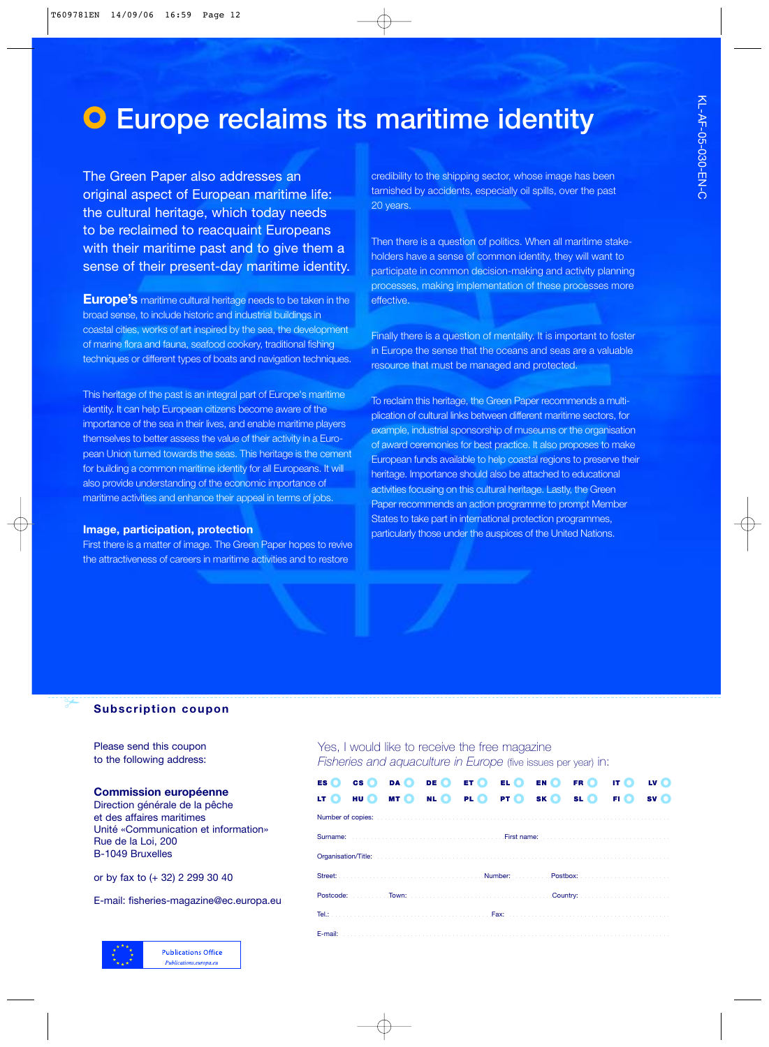# Europe reclaims its maritime identity

The Green Paper also addresses an original aspect of European maritime life: the cultural heritage, which today needs to be reclaimed to reacquaint Europeans with their maritime past and to give them a sense of their present-day maritime identity.

**Europe's** maritime cultural heritage needs to be taken in the broad sense, to include historic and industrial buildings in coastal cities, works of art inspired by the sea, the development of marine flora and fauna, seafood cookery, traditional fishing techniques or different types of boats and navigation techniques.

This heritage of the past is an integral part of Europe's maritime identity. It can help European citizens become aware of the importance of the sea in their lives, and enable maritime players themselves to better assess the value of their activity in a European Union turned towards the seas. This heritage is the cement for building a common maritime identity for all Europeans. It will also provide understanding of the economic importance of maritime activities and enhance their appeal in terms of jobs.

### Image, participation, protection

First there is a matter of image. The Green Paper hopes to revive the attractiveness of careers in maritime activities and to restore credibility to the shipping sector, whose image has been tarnished by accidents, especially oil spills, over the past 20 years.

Then there is a question of politics. When all maritime stakeholders have a sense of common identity, they will want to participate in common decision-making and activity planning processes, making implementation of these processes more effective.

Finally there is a question of mentality. It is important to foster in Europe the sense that the oceans and seas are a valuable resource that must be managed and protected.

To reclaim this heritage, the Green Paper recommends a multiplication of cultural links between different maritime sectors, for example, industrial sponsorship of museums or the organisation of award ceremonies for best practice. It also proposes to make European funds available to help coastal regions to preserve their heritage. Importance should also be attached to educational activities focusing on this cultural heritage. Lastly, the Green Paper recommends an action programme to prompt Member States to take part in international protection programmes, particularly those under the auspices of the United Nations.

KL-AF-05-030-EN-C

## Subscription coupon

Please send this coupon to the following address:

**Commission européenne**
Direction générale de la pêche
et des affaires maritimes
Unité «Communication et information»
Rue de la Loi, 200
B-1049 Bruxelles

or by fax to (+ 32) 2 299 30 40

E-mail: fisheries-magazine@ec.europa.eu

Yes, I would like to receive the free magazine *Fisheries and aquaculture in Europe* (five issues per year) in:

ES ○ CS ○ DA ○ DE ○ ET ○ EL ○ EN ○ FR ○ IT ○ LV ○
LT ○ HU ○ MT ○ NL ○ PL ○ PT ○ SK ○ SL ○ FI ○ SV ○

Number of copies: ..........

Surname: .......... First name: ..........

Organisation/Title: ..........

Street: .......... Number: .......... Postbox: ..........

Postcode: .......... Town: .......... Country: ..........

Tel.: .......... Fax: ..........

E-mail: ..........

Publications Office
Publications.europa.eu